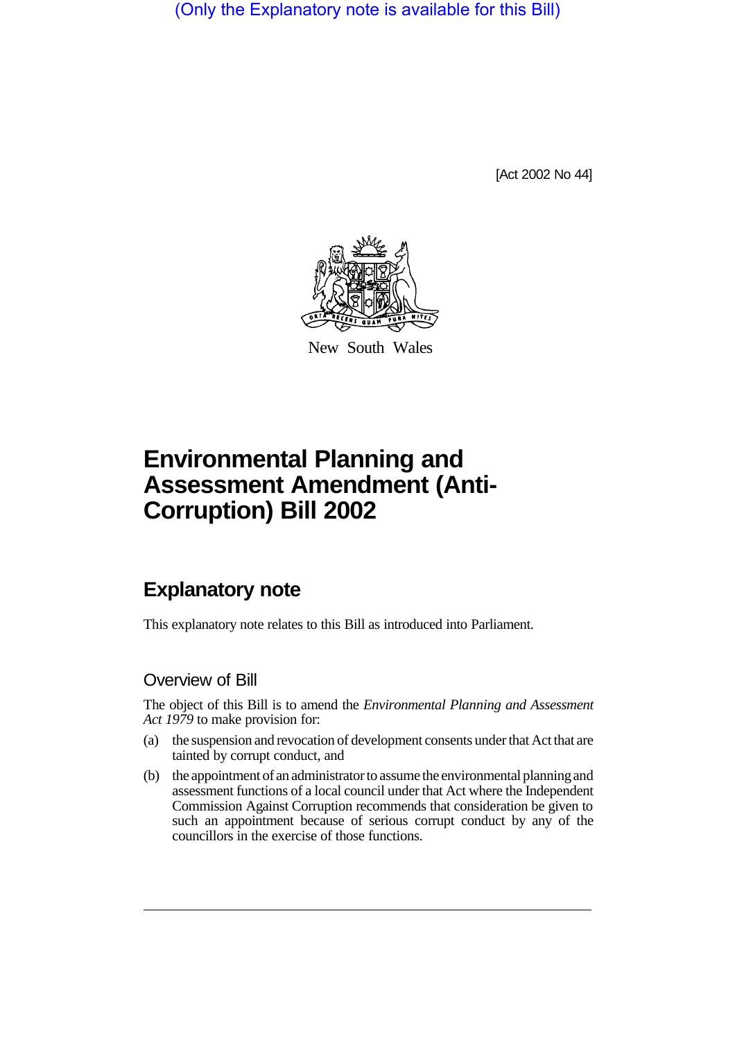(Only the Explanatory note is available for this Bill)

[Act 2002 No 44]

New South Wales

# Environmental Planning and Assessment Amendment (Anti-Corruption) Bill 2002

## Explanatory note

This explanatory note relates to this Bill as introduced into Parliament.

### Overview of Bill

The object of this Bill is to amend the *Environmental Planning and Assessment Act 1979* to make provision for:

(a) the suspension and revocation of development consents under that Act that are tainted by corrupt conduct, and

(b) the appointment of an administrator to assume the environmental planning and assessment functions of a local council under that Act where the Independent Commission Against Corruption recommends that consideration be given to such an appointment because of serious corrupt conduct by any of the councillors in the exercise of those functions.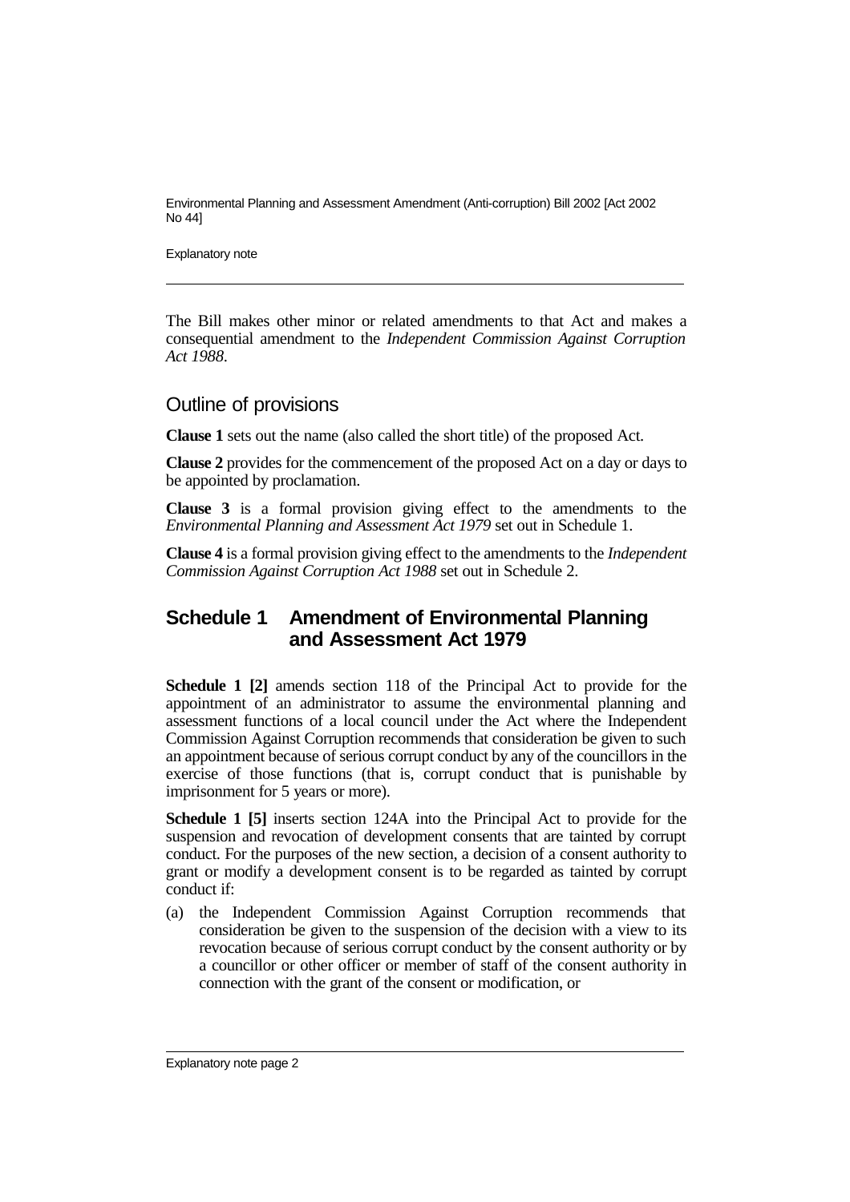The Bill makes other minor or related amendments to that Act and makes a consequential amendment to the *Independent Commission Against Corruption Act 1988*.

## Outline of provisions

**Clause 1** sets out the name (also called the short title) of the proposed Act.

**Clause 2** provides for the commencement of the proposed Act on a day or days to be appointed by proclamation.

**Clause 3** is a formal provision giving effect to the amendments to the *Environmental Planning and Assessment Act 1979* set out in Schedule 1.

**Clause 4** is a formal provision giving effect to the amendments to the *Independent Commission Against Corruption Act 1988* set out in Schedule 2.

## Schedule 1 Amendment of Environmental Planning and Assessment Act 1979

**Schedule 1 [2]** amends section 118 of the Principal Act to provide for the appointment of an administrator to assume the environmental planning and assessment functions of a local council under the Act where the Independent Commission Against Corruption recommends that consideration be given to such an appointment because of serious corrupt conduct by any of the councillors in the exercise of those functions (that is, corrupt conduct that is punishable by imprisonment for 5 years or more).

**Schedule 1 [5]** inserts section 124A into the Principal Act to provide for the suspension and revocation of development consents that are tainted by corrupt conduct. For the purposes of the new section, a decision of a consent authority to grant or modify a development consent is to be regarded as tainted by corrupt conduct if:

(a) the Independent Commission Against Corruption recommends that consideration be given to the suspension of the decision with a view to its revocation because of serious corrupt conduct by the consent authority or by a councillor or other officer or member of staff of the consent authority in connection with the grant of the consent or modification, or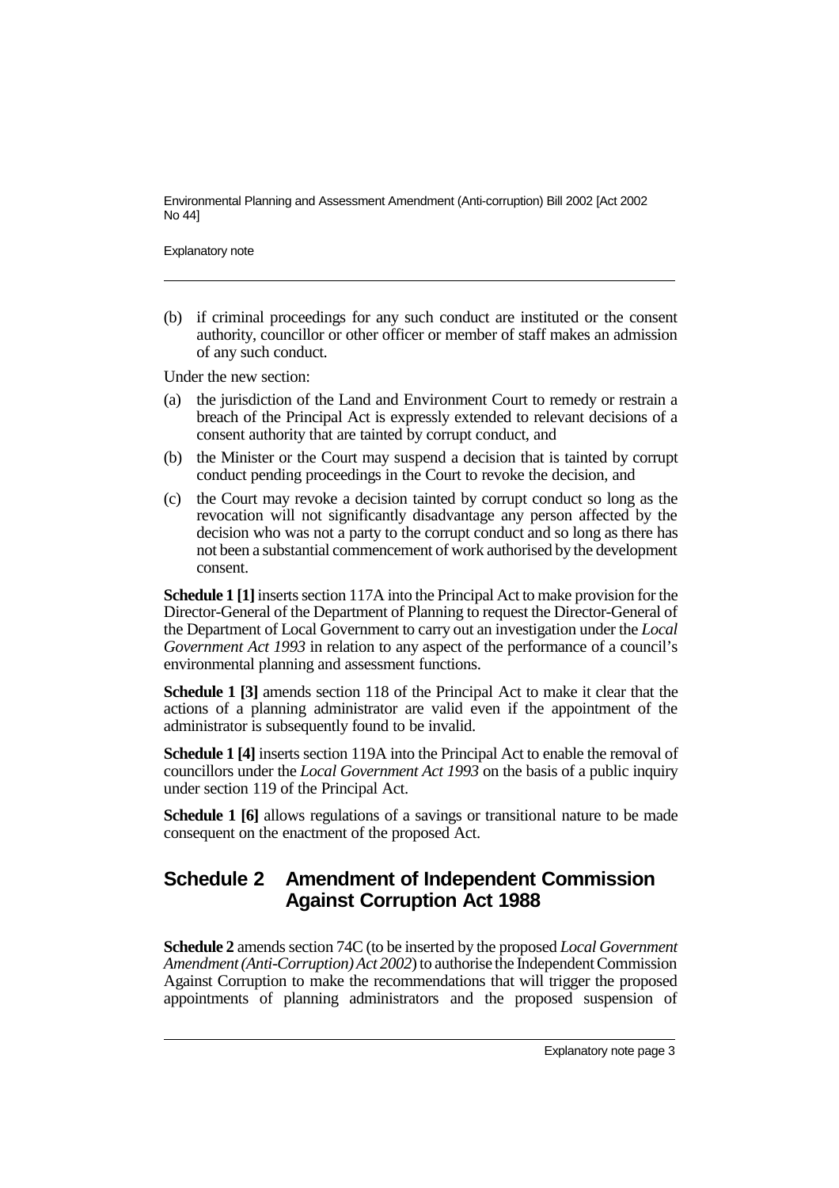(b) if criminal proceedings for any such conduct are instituted or the consent authority, councillor or other officer or member of staff makes an admission of any such conduct.

Under the new section:

(a) the jurisdiction of the Land and Environment Court to remedy or restrain a breach of the Principal Act is expressly extended to relevant decisions of a consent authority that are tainted by corrupt conduct, and

(b) the Minister or the Court may suspend a decision that is tainted by corrupt conduct pending proceedings in the Court to revoke the decision, and

(c) the Court may revoke a decision tainted by corrupt conduct so long as the revocation will not significantly disadvantage any person affected by the decision who was not a party to the corrupt conduct and so long as there has not been a substantial commencement of work authorised by the development consent.

**Schedule 1 [1]** inserts section 117A into the Principal Act to make provision for the Director-General of the Department of Planning to request the Director-General of the Department of Local Government to carry out an investigation under the *Local Government Act 1993* in relation to any aspect of the performance of a council's environmental planning and assessment functions.

**Schedule 1 [3]** amends section 118 of the Principal Act to make it clear that the actions of a planning administrator are valid even if the appointment of the administrator is subsequently found to be invalid.

**Schedule 1 [4]** inserts section 119A into the Principal Act to enable the removal of councillors under the *Local Government Act 1993* on the basis of a public inquiry under section 119 of the Principal Act.

**Schedule 1 [6]** allows regulations of a savings or transitional nature to be made consequent on the enactment of the proposed Act.

## Schedule 2 Amendment of Independent Commission Against Corruption Act 1988

**Schedule 2** amends section 74C (to be inserted by the proposed *Local Government Amendment (Anti-Corruption) Act 2002*) to authorise the Independent Commission Against Corruption to make the recommendations that will trigger the proposed appointments of planning administrators and the proposed suspension of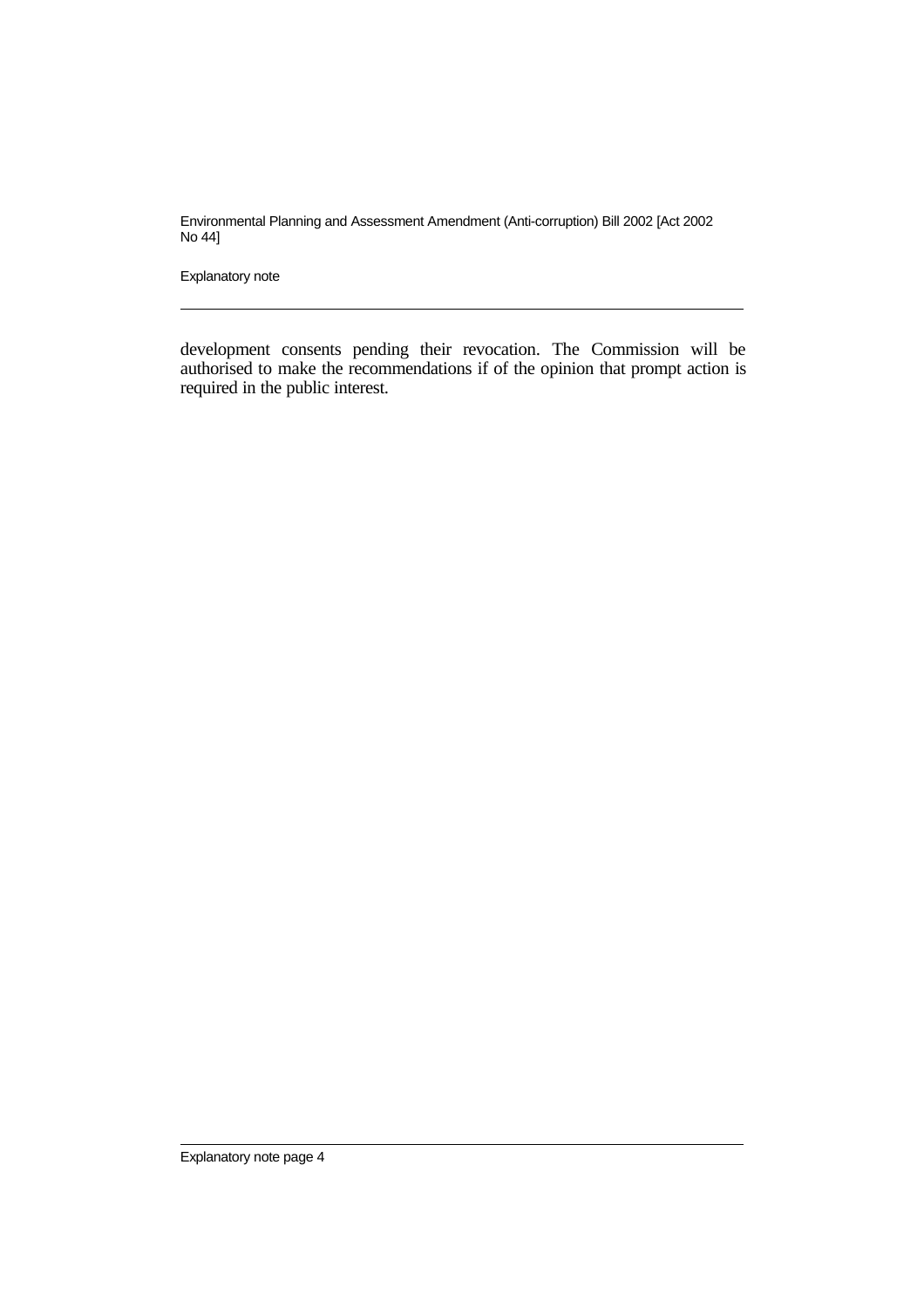development consents pending their revocation. The Commission will be authorised to make the recommendations if of the opinion that prompt action is required in the public interest.